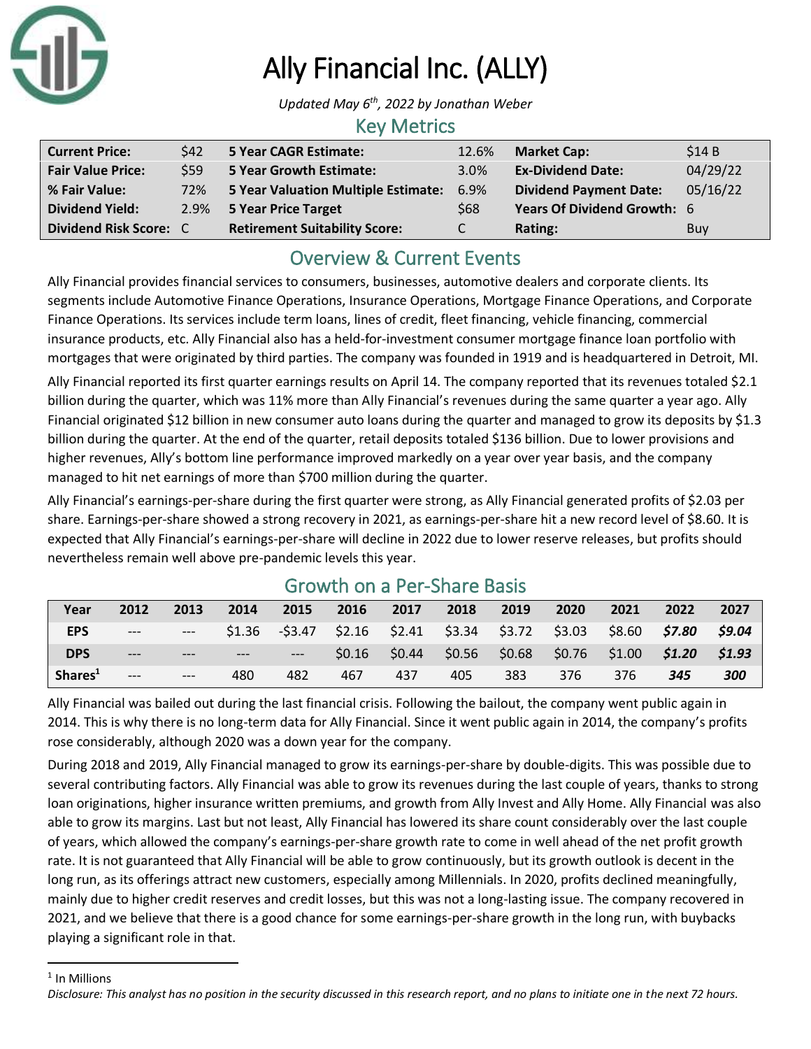# Ally Financial Inc. (ALLY)

*Updated May 6th, 2022 by Jonathan Weber*

## Key Metrics

| | | | | | |
|---|---|---|---|---|---|
| **Current Price:** | $42 | **5 Year CAGR Estimate:** | 12.6% | **Market Cap:** | $14 B |
| **Fair Value Price:** | $59 | **5 Year Growth Estimate:** | 3.0% | **Ex-Dividend Date:** | 04/29/22 |
| **% Fair Value:** | 72% | **5 Year Valuation Multiple Estimate:** | 6.9% | **Dividend Payment Date:** | 05/16/22 |
| **Dividend Yield:** | 2.9% | **5 Year Price Target** | $68 | **Years Of Dividend Growth:** | 6 |
| **Dividend Risk Score:** | C | **Retirement Suitability Score:** | C | **Rating:** | Buy |

## Overview & Current Events

Ally Financial provides financial services to consumers, businesses, automotive dealers and corporate clients. Its segments include Automotive Finance Operations, Insurance Operations, Mortgage Finance Operations, and Corporate Finance Operations. Its services include term loans, lines of credit, fleet financing, vehicle financing, commercial insurance products, etc. Ally Financial also has a held-for-investment consumer mortgage finance loan portfolio with mortgages that were originated by third parties. The company was founded in 1919 and is headquartered in Detroit, MI.

Ally Financial reported its first quarter earnings results on April 14. The company reported that its revenues totaled $2.1 billion during the quarter, which was 11% more than Ally Financial's revenues during the same quarter a year ago. Ally Financial originated $12 billion in new consumer auto loans during the quarter and managed to grow its deposits by $1.3 billion during the quarter. At the end of the quarter, retail deposits totaled $136 billion. Due to lower provisions and higher revenues, Ally's bottom line performance improved markedly on a year over year basis, and the company managed to hit net earnings of more than $700 million during the quarter.

Ally Financial's earnings-per-share during the first quarter were strong, as Ally Financial generated profits of $2.03 per share. Earnings-per-share showed a strong recovery in 2021, as earnings-per-share hit a new record level of $8.60. It is expected that Ally Financial's earnings-per-share will decline in 2022 due to lower reserve releases, but profits should nevertheless remain well above pre-pandemic levels this year.

## Growth on a Per-Share Basis

| Year | 2012 | 2013 | 2014 | 2015 | 2016 | 2017 | 2018 | 2019 | 2020 | 2021 | 2022 | 2027 |
|---|---|---|---|---|---|---|---|---|---|---|---|---|
| **EPS** | --- | --- | $1.36 | -$3.47 | $2.16 | $2.41 | $3.34 | $3.72 | $3.03 | $8.60 | ***$7.80*** | ***$9.04*** |
| **DPS** | --- | --- | --- | --- | $0.16 | $0.44 | $0.56 | $0.68 | $0.76 | $1.00 | ***$1.20*** | ***$1.93*** |
| **Shares**[1] | --- | --- | 480 | 482 | 467 | 437 | 405 | 383 | 376 | 376 | ***345*** | ***300*** |

Ally Financial was bailed out during the last financial crisis. Following the bailout, the company went public again in 2014. This is why there is no long-term data for Ally Financial. Since it went public again in 2014, the company's profits rose considerably, although 2020 was a down year for the company.

During 2018 and 2019, Ally Financial managed to grow its earnings-per-share by double-digits. This was possible due to several contributing factors. Ally Financial was able to grow its revenues during the last couple of years, thanks to strong loan originations, higher insurance written premiums, and growth from Ally Invest and Ally Home. Ally Financial was also able to grow its margins. Last but not least, Ally Financial has lowered its share count considerably over the last couple of years, which allowed the company's earnings-per-share growth rate to come in well ahead of the net profit growth rate. It is not guaranteed that Ally Financial will be able to grow continuously, but its growth outlook is decent in the long run, as its offerings attract new customers, especially among Millennials. In 2020, profits declined meaningfully, mainly due to higher credit reserves and credit losses, but this was not a long-lasting issue. The company recovered in 2021, and we believe that there is a good chance for some earnings-per-share growth in the long run, with buybacks playing a significant role in that.

[1] In Millions

*Disclosure: This analyst has no position in the security discussed in this research report, and no plans to initiate one in the next 72 hours.*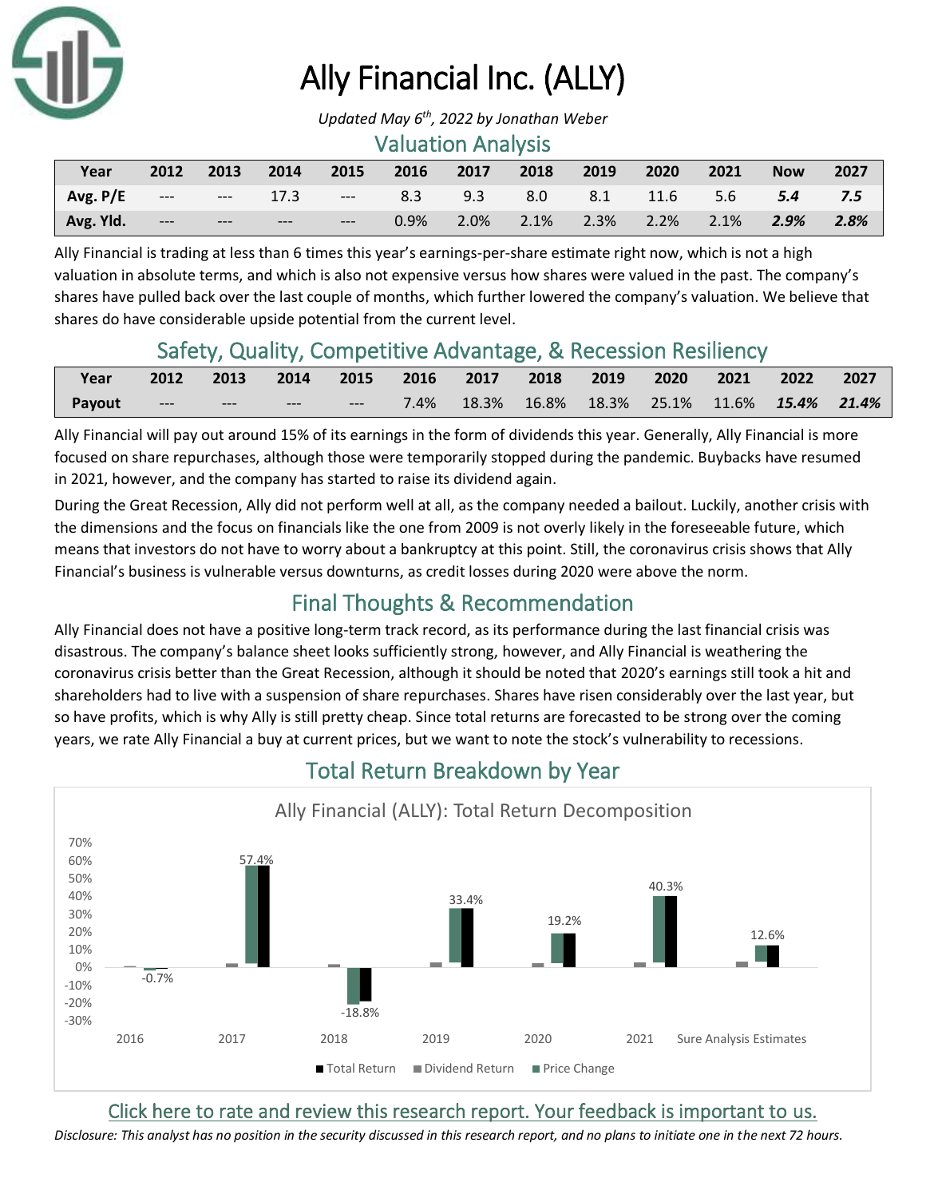# Ally Financial Inc. (ALLY)

*Updated May 6th, 2022 by Jonathan Weber*

## Valuation Analysis

| Year | 2012 | 2013 | 2014 | 2015 | 2016 | 2017 | 2018 | 2019 | 2020 | 2021 | Now | 2027 |
|---|---|---|---|---|---|---|---|---|---|---|---|---|
| Avg. P/E | --- | --- | 17.3 | --- | 8.3 | 9.3 | 8.0 | 8.1 | 11.6 | 5.6 | ***5.4*** | ***7.5*** |
| Avg. Yld. | --- | --- | --- | --- | 0.9% | 2.0% | 2.1% | 2.3% | 2.2% | 2.1% | ***2.9%*** | ***2.8%*** |

Ally Financial is trading at less than 6 times this year's earnings-per-share estimate right now, which is not a high valuation in absolute terms, and which is also not expensive versus how shares were valued in the past. The company's shares have pulled back over the last couple of months, which further lowered the company's valuation. We believe that shares do have considerable upside potential from the current level.

## Safety, Quality, Competitive Advantage, & Recession Resiliency

| Year | 2012 | 2013 | 2014 | 2015 | 2016 | 2017 | 2018 | 2019 | 2020 | 2021 | 2022 | 2027 |
|---|---|---|---|---|---|---|---|---|---|---|---|---|
| Payout | --- | --- | --- | --- | 7.4% | 18.3% | 16.8% | 18.3% | 25.1% | 11.6% | ***15.4%*** | ***21.4%*** |

Ally Financial will pay out around 15% of its earnings in the form of dividends this year. Generally, Ally Financial is more focused on share repurchases, although those were temporarily stopped during the pandemic. Buybacks have resumed in 2021, however, and the company has started to raise its dividend again.

During the Great Recession, Ally did not perform well at all, as the company needed a bailout. Luckily, another crisis with the dimensions and the focus on financials like the one from 2009 is not overly likely in the foreseeable future, which means that investors do not have to worry about a bankruptcy at this point. Still, the coronavirus crisis shows that Ally Financial's business is vulnerable versus downturns, as credit losses during 2020 were above the norm.

## Final Thoughts & Recommendation

Ally Financial does not have a positive long-term track record, as its performance during the last financial crisis was disastrous. The company's balance sheet looks sufficiently strong, however, and Ally Financial is weathering the coronavirus crisis better than the Great Recession, although it should be noted that 2020's earnings still took a hit and shareholders had to live with a suspension of share repurchases. Shares have risen considerably over the last year, but so have profits, which is why Ally is still pretty cheap. Since total returns are forecasted to be strong over the coming years, we rate Ally Financial a buy at current prices, but we want to note the stock's vulnerability to recessions.

## Total Return Breakdown by Year

Ally Financial (ALLY): Total Return Decomposition

| | 2016 | 2017 | 2018 | 2019 | 2020 | 2021 | Sure Analysis Estimates |
|---|---|---|---|---|---|---|---|
| Total Return | -0.7% | 57.4% | -18.8% | 33.4% | 19.2% | 40.3% | 12.6% |

Legend: Total Return, Dividend Return, Price Change

Click here to rate and review this research report. Your feedback is important to us.

*Disclosure: This analyst has no position in the security discussed in this research report, and no plans to initiate one in the next 72 hours.*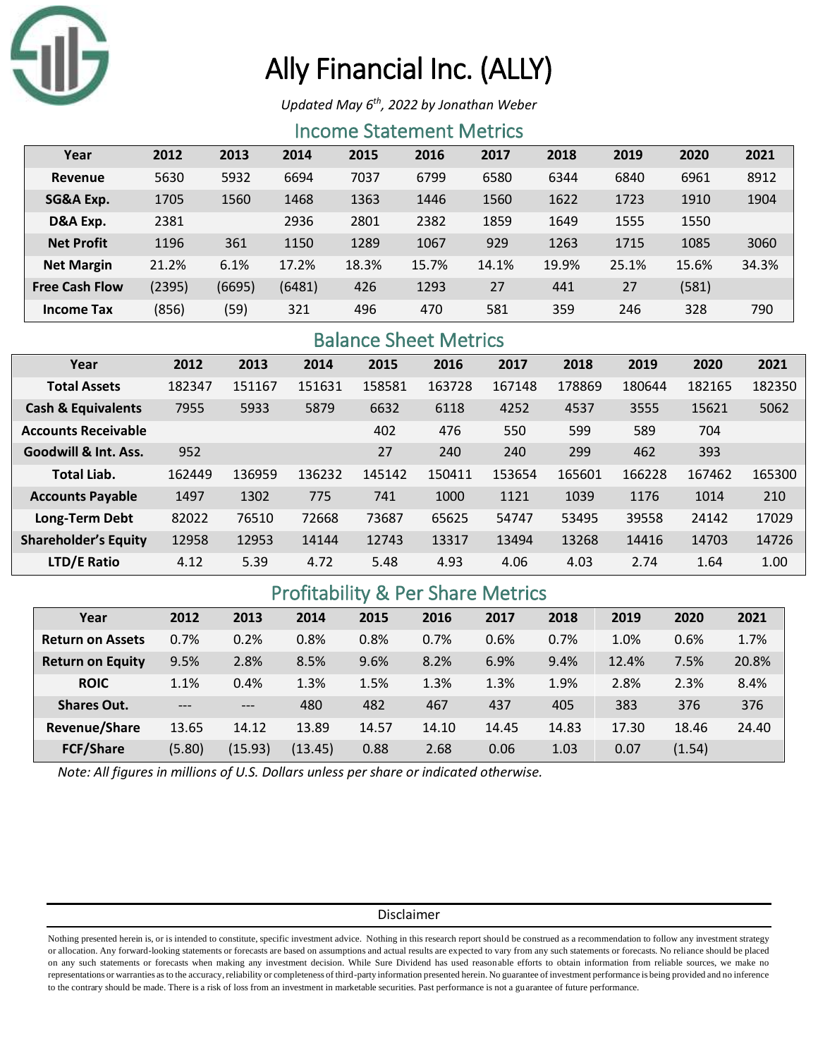# Ally Financial Inc. (ALLY)

*Updated May 6th, 2022 by Jonathan Weber*

## Income Statement Metrics

| Year | 2012 | 2013 | 2014 | 2015 | 2016 | 2017 | 2018 | 2019 | 2020 | 2021 |
|---|---|---|---|---|---|---|---|---|---|---|
| Revenue | 5630 | 5932 | 6694 | 7037 | 6799 | 6580 | 6344 | 6840 | 6961 | 8912 |
| SG&A Exp. | 1705 | 1560 | 1468 | 1363 | 1446 | 1560 | 1622 | 1723 | 1910 | 1904 |
| D&A Exp. | 2381 | | 2936 | 2801 | 2382 | 1859 | 1649 | 1555 | 1550 | |
| Net Profit | 1196 | 361 | 1150 | 1289 | 1067 | 929 | 1263 | 1715 | 1085 | 3060 |
| Net Margin | 21.2% | 6.1% | 17.2% | 18.3% | 15.7% | 14.1% | 19.9% | 25.1% | 15.6% | 34.3% |
| Free Cash Flow | (2395) | (6695) | (6481) | 426 | 1293 | 27 | 441 | 27 | (581) | |
| Income Tax | (856) | (59) | 321 | 496 | 470 | 581 | 359 | 246 | 328 | 790 |

## Balance Sheet Metrics

| Year | 2012 | 2013 | 2014 | 2015 | 2016 | 2017 | 2018 | 2019 | 2020 | 2021 |
|---|---|---|---|---|---|---|---|---|---|---|
| Total Assets | 182347 | 151167 | 151631 | 158581 | 163728 | 167148 | 178869 | 180644 | 182165 | 182350 |
| Cash & Equivalents | 7955 | 5933 | 5879 | 6632 | 6118 | 4252 | 4537 | 3555 | 15621 | 5062 |
| Accounts Receivable | | | | 402 | 476 | 550 | 599 | 589 | 704 | |
| Goodwill & Int. Ass. | 952 | | | 27 | 240 | 240 | 299 | 462 | 393 | |
| Total Liab. | 162449 | 136959 | 136232 | 145142 | 150411 | 153654 | 165601 | 166228 | 167462 | 165300 |
| Accounts Payable | 1497 | 1302 | 775 | 741 | 1000 | 1121 | 1039 | 1176 | 1014 | 210 |
| Long-Term Debt | 82022 | 76510 | 72668 | 73687 | 65625 | 54747 | 53495 | 39558 | 24142 | 17029 |
| Shareholder's Equity | 12958 | 12953 | 14144 | 12743 | 13317 | 13494 | 13268 | 14416 | 14703 | 14726 |
| LTD/E Ratio | 4.12 | 5.39 | 4.72 | 5.48 | 4.93 | 4.06 | 4.03 | 2.74 | 1.64 | 1.00 |

## Profitability & Per Share Metrics

| Year | 2012 | 2013 | 2014 | 2015 | 2016 | 2017 | 2018 | 2019 | 2020 | 2021 |
|---|---|---|---|---|---|---|---|---|---|---|
| Return on Assets | 0.7% | 0.2% | 0.8% | 0.8% | 0.7% | 0.6% | 0.7% | 1.0% | 0.6% | 1.7% |
| Return on Equity | 9.5% | 2.8% | 8.5% | 9.6% | 8.2% | 6.9% | 9.4% | 12.4% | 7.5% | 20.8% |
| ROIC | 1.1% | 0.4% | 1.3% | 1.5% | 1.3% | 1.3% | 1.9% | 2.8% | 2.3% | 8.4% |
| Shares Out. | --- | --- | 480 | 482 | 467 | 437 | 405 | 383 | 376 | 376 |
| Revenue/Share | 13.65 | 14.12 | 13.89 | 14.57 | 14.10 | 14.45 | 14.83 | 17.30 | 18.46 | 24.40 |
| FCF/Share | (5.80) | (15.93) | (13.45) | 0.88 | 2.68 | 0.06 | 1.03 | 0.07 | (1.54) | |

*Note: All figures in millions of U.S. Dollars unless per share or indicated otherwise.*

---

Disclaimer

Nothing presented herein is, or is intended to constitute, specific investment advice. Nothing in this research report should be construed as a recommendation to follow any investment strategy or allocation. Any forward-looking statements or forecasts are based on assumptions and actual results are expected to vary from any such statements or forecasts. No reliance should be placed on any such statements or forecasts when making any investment decision. While Sure Dividend has used reasonable efforts to obtain information from reliable sources, we make no representations or warranties as to the accuracy, reliability or completeness of third-party information presented herein. No guarantee of investment performance is being provided and no inference to the contrary should be made. There is a risk of loss from an investment in marketable securities. Past performance is not a guarantee of future performance.